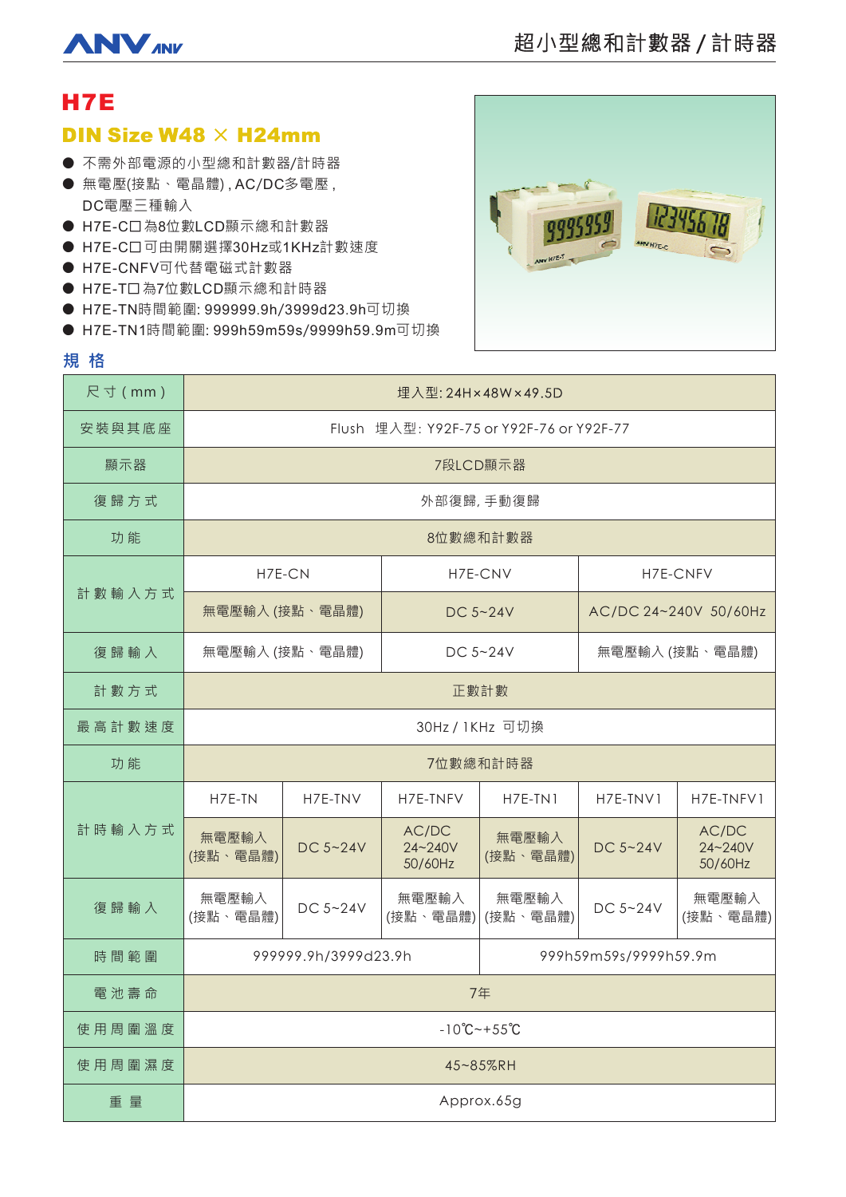# H7E

## DIN Size W48 × H24mm

- 不需外部電源的小型總和計數器/計時器
- 無電壓(接點、電晶體) , AC/DC多電壓 , DC電壓三種輸入
- H7E-C□ 為8位數LCD顯示總和計數器
- H7E-C□ 可由開關選擇30Hz或1KHz計數速度
- H7E-CNFV可代替電磁式計數器
- H7E-T□ 為7位數LCD顯示總和計時器
- H7E-TN時間範圍: 999999.9h/3999d23.9h可切換
- H7E-TN1時間範圍: 999h59m59s/9999h59.9m可切換

## 規 格

| 尺寸 ( mm ) | 埋入型: 24H×48W×49.5D | | | | | |
|---|---|---|---|---|---|---|
| 安裝與其底座 | Flush 埋入型: Y92F-75 or Y92F-76 or Y92F-77 | | | | | |
| 顯示器 | 7段LCD顯示器 | | | | | |
| 復歸方式 | 外部復歸, 手動復歸 | | | | | |
| 功能 | 8位數總和計數器 | | | | | |
| 計數輸入方式 | H7E-CN | | H7E-CNV | | H7E-CNFV | |
| | 無電壓輸入 (接點、電晶體) | | DC 5~24V | | AC/DC 24~240V 50/60Hz | |
| 復歸輸入 | 無電壓輸入 (接點、電晶體) | | DC 5~24V | | 無電壓輸入 (接點、電晶體) | |
| 計數方式 | 正數計數 | | | | | |
| 最高計數速度 | 30Hz / 1KHz 可切換 | | | | | |
| 功能 | 7位數總和計時器 | | | | | |
| 計時輸入方式 | H7E-TN | H7E-TNV | H7E-TNFV | H7E-TN1 | H7E-TNV1 | H7E-TNFV1 |
| | 無電壓輸入 (接點、電晶體) | DC 5~24V | AC/DC 24~240V 50/60Hz | 無電壓輸入 (接點、電晶體) | DC 5~24V | AC/DC 24~240V 50/60Hz |
| 復歸輸入 | 無電壓輸入 (接點、電晶體) | DC 5~24V | 無電壓輸入 (接點、電晶體) | 無電壓輸入 (接點、電晶體) | DC 5~24V | 無電壓輸入 (接點、電晶體) |
| 時間範圍 | 999999.9h/3999d23.9h | | | 999h59m59s/9999h59.9m | | |
| 電池壽命 | 7年 | | | | | |
| 使用周圍溫度 | -10℃~+55℃ | | | | | |
| 使用周圍濕度 | 45~85%RH | | | | | |
| 重量 | Approx.65g | | | | | |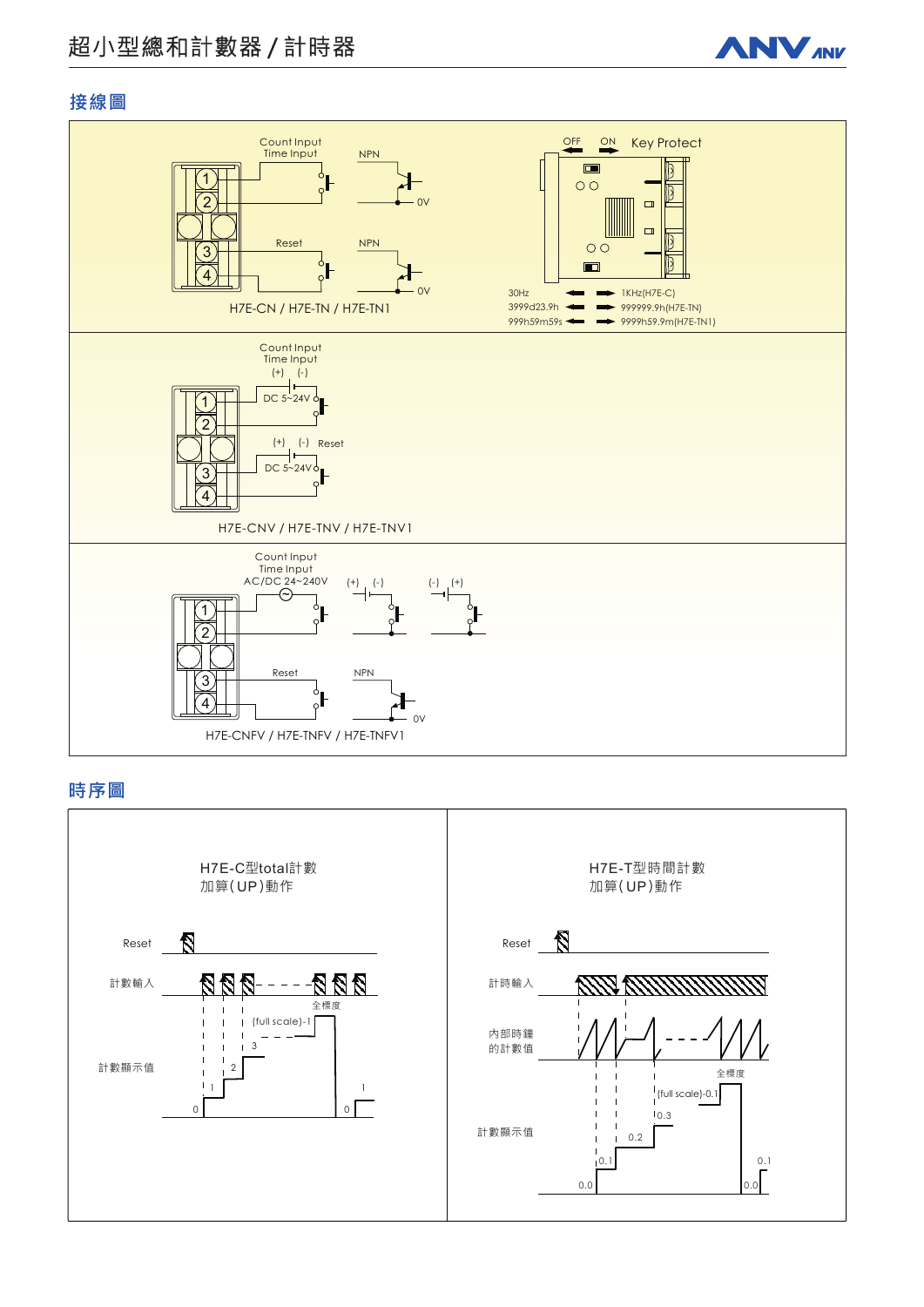## 接線圖

Count Input
Time Input

NPN

0V

Reset

NPN

0V

H7E-CN / H7E-TN / H7E-TN1

OFF ON Key Protect

30Hz ⟵ ⟶ 1KHz(H7E-C)
3999d23.9h ⟵ ⟶ 999999.9h(H7E-TN)
999h59m59s ⟵ ⟶ 9999h59.9m(H7E-TN1)

Count Input
Time Input
(+) (-)
DC 5~24V

(+) (-) Reset
DC 5~24V

H7E-CNV / H7E-TNV / H7E-TNV1

Count Input
Time Input
AC/DC 24~240V

(+) (-)

(-) (+)

Reset

NPN

0V

H7E-CNFV / H7E-TNFV / H7E-TNFV1

## 時序圖

H7E-C型total計數
加算(UP)動作

Reset

計數輸入

計數顯示值

0, 1, 2, 3, (full scale)-1, 全標度, 0, 1

H7E-T型時間計數
加算(UP)動作

Reset

計時輸入

內部時鐘
的計數值

計數顯示值

0.0, 0.1, 0.2, 0.3, (full scale)-0.1, 全標度, 0.0, 0.1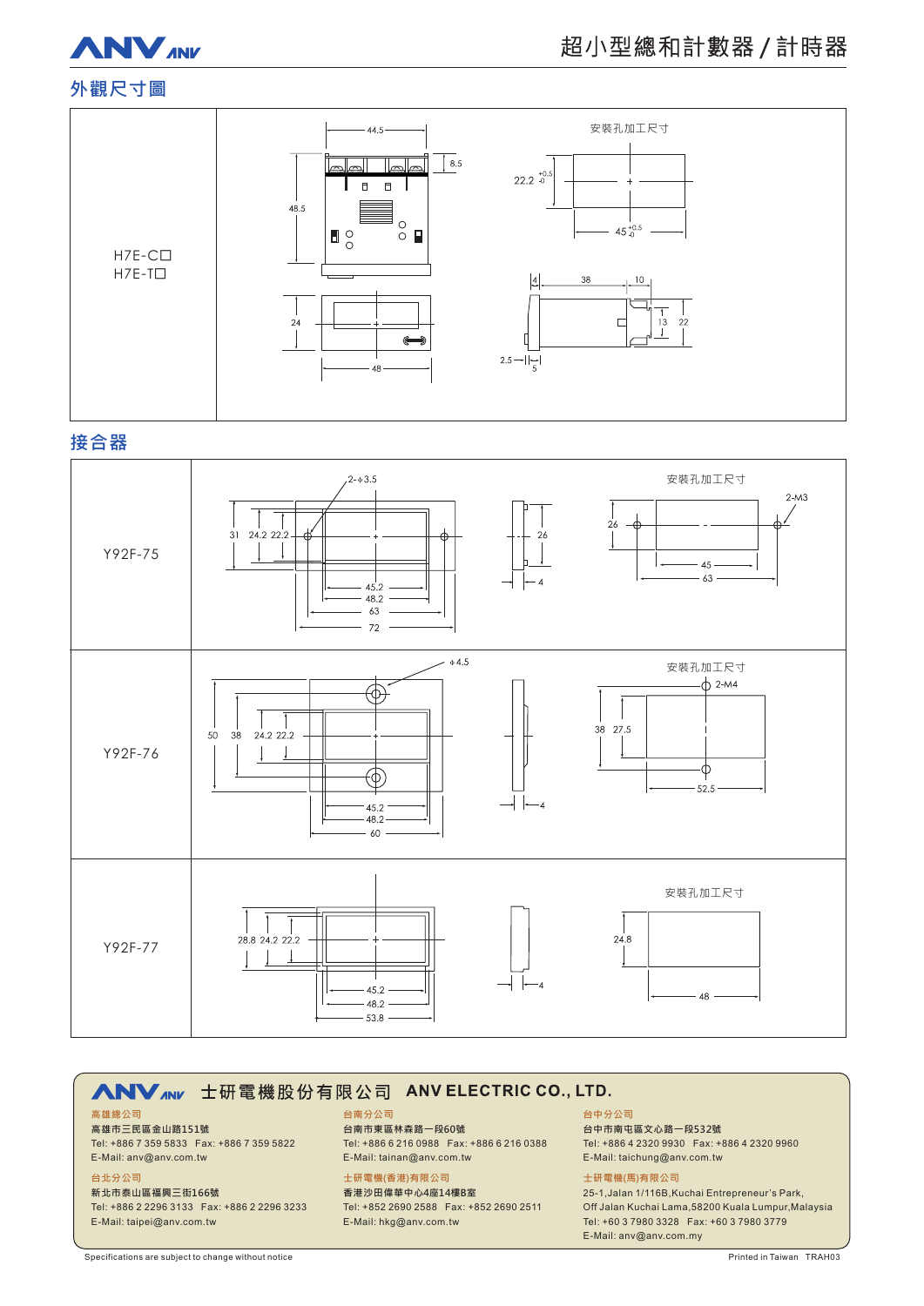## 外觀尺寸圖

H7E-C□
H7E-T□

44.5
8.5
48.5
24
48
安裝孔加工尺寸
22.2 $^{+0.5}_{-0}$
45 $^{+0.5}_{-0}$
4
38
10
13
22
2.5
5

## 接合器

Y92F-75

2-ϕ3.5
31 24.2 22.2
45.2
48.2
63
72
26
4
安裝孔加工尺寸
2-M3
26
45
63

Y92F-76

ϕ4.5
50 38 24.2 22.2
45.2
48.2
60
4
安裝孔加工尺寸
2-M4
38 27.5
52.5

Y92F-77

28.8 24.2 22.2
45.2
48.2
53.8
4
安裝孔加工尺寸
24.8
48

---

**士研電機股份有限公司 ANV ELECTRIC CO., LTD.**

**高雄總公司**
高雄市三民區金山路151號
Tel: +886 7 359 5833 Fax: +886 7 359 5822
E-Mail: anv@anv.com.tw

**台南分公司**
台南市東區林森路一段60號
Tel: +886 6 216 0988 Fax: +886 6 216 0388
E-Mail: tainan@anv.com.tw

**台中分公司**
台中市南屯區文心路一段532號
Tel: +886 4 2320 9930 Fax: +886 4 2320 9960
E-Mail: taichung@anv.com.tw

**台北分公司**
新北市泰山區福興三街166號
Tel: +886 2 2296 3133 Fax: +886 2 2296 3233
E-Mail: taipei@anv.com.tw

**士研電機(香港)有限公司**
香港沙田偉華中心4座14樓B室
Tel: +852 2690 2588 Fax: +852 2690 2511
E-Mail: hkg@anv.com.tw

**士研電機(馬)有限公司**
25-1,Jalan 1/116B,Kuchai Entrepreneur's Park,
Off Jalan Kuchai Lama,58200 Kuala Lumpur,Malaysia
Tel: +60 3 7980 3328 Fax: +60 3 7980 3779
E-Mail: anv@anv.com.my

Specifications are subject to change without notice

Printed in Taiwan TRAH03